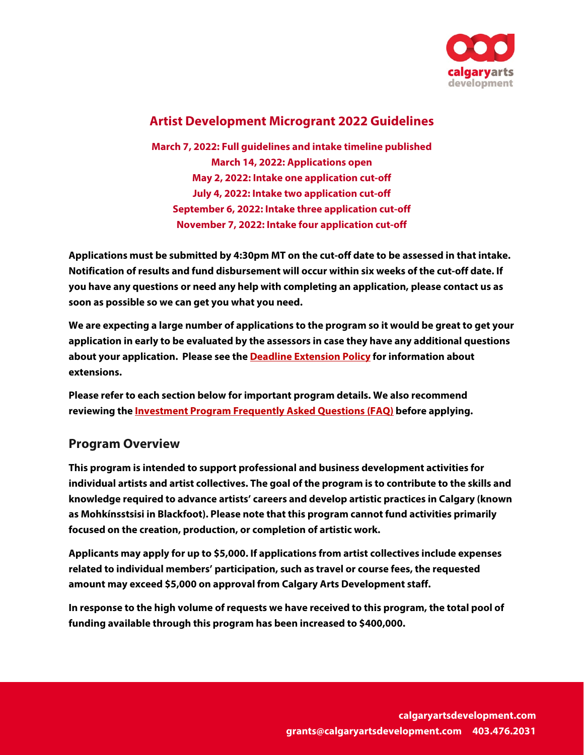# Artist Development Microgrant 2022 Guidelines

**March 7, 2022: Full guidelines and intake timeline published**
**March 14, 2022: Applications open**
**May 2, 2022: Intake one application cut-off**
**July 4, 2022: Intake two application cut-off**
**September 6, 2022: Intake three application cut-off**
**November 7, 2022: Intake four application cut-off**

**Applications must be submitted by 4:30pm MT on the cut-off date to be assessed in that intake. Notification of results and fund disbursement will occur within six weeks of the cut-off date. If you have any questions or need any help with completing an application, please contact us as soon as possible so we can get you what you need.**

**We are expecting a large number of applications to the program so it would be great to get your application in early to be evaluated by the assessors in case they have any additional questions about your application. Please see the Deadline Extension Policy for information about extensions.**

**Please refer to each section below for important program details. We also recommend reviewing the Investment Program Frequently Asked Questions (FAQ) before applying.**

## Program Overview

**This program is intended to support professional and business development activities for individual artists and artist collectives. The goal of the program is to contribute to the skills and knowledge required to advance artists' careers and develop artistic practices in Calgary (known as Mohkínsstsisi in Blackfoot). Please note that this program cannot fund activities primarily focused on the creation, production, or completion of artistic work.**

**Applicants may apply for up to $5,000. If applications from artist collectives include expenses related to individual members' participation, such as travel or course fees, the requested amount may exceed $5,000 on approval from Calgary Arts Development staff.**

**In response to the high volume of requests we have received to this program, the total pool of funding available through this program has been increased to $400,000.**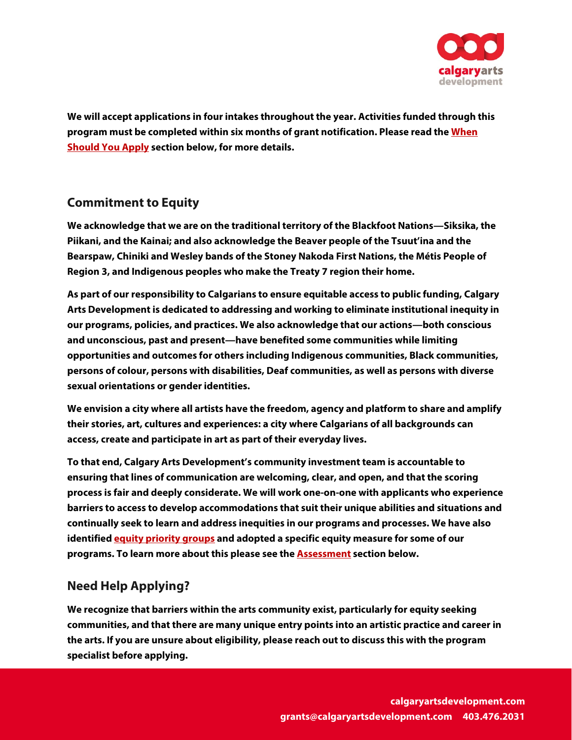**We will accept applications in four intakes throughout the year. Activities funded through this program must be completed within six months of grant notification. Please read the When Should You Apply section below, for more details.**

## Commitment to Equity

**We acknowledge that we are on the traditional territory of the Blackfoot Nations—Siksika, the Piikani, and the Kainai; and also acknowledge the Beaver people of the Tsuut'ina and the Bearspaw, Chiniki and Wesley bands of the Stoney Nakoda First Nations, the Métis People of Region 3, and Indigenous peoples who make the Treaty 7 region their home.**

**As part of our responsibility to Calgarians to ensure equitable access to public funding, Calgary Arts Development is dedicated to addressing and working to eliminate institutional inequity in our programs, policies, and practices. We also acknowledge that our actions—both conscious and unconscious, past and present—have benefited some communities while limiting opportunities and outcomes for others including Indigenous communities, Black communities, persons of colour, persons with disabilities, Deaf communities, as well as persons with diverse sexual orientations or gender identities.**

**We envision a city where all artists have the freedom, agency and platform to share and amplify their stories, art, cultures and experiences: a city where Calgarians of all backgrounds can access, create and participate in art as part of their everyday lives.**

**To that end, Calgary Arts Development's community investment team is accountable to ensuring that lines of communication are welcoming, clear, and open, and that the scoring process is fair and deeply considerate. We will work one-on-one with applicants who experience barriers to access to develop accommodations that suit their unique abilities and situations and continually seek to learn and address inequities in our programs and processes. We have also identified equity priority groups and adopted a specific equity measure for some of our programs. To learn more about this please see the Assessment section below.**

## Need Help Applying?

**We recognize that barriers within the arts community exist, particularly for equity seeking communities, and that there are many unique entry points into an artistic practice and career in the arts. If you are unsure about eligibility, please reach out to discuss this with the program specialist before applying.**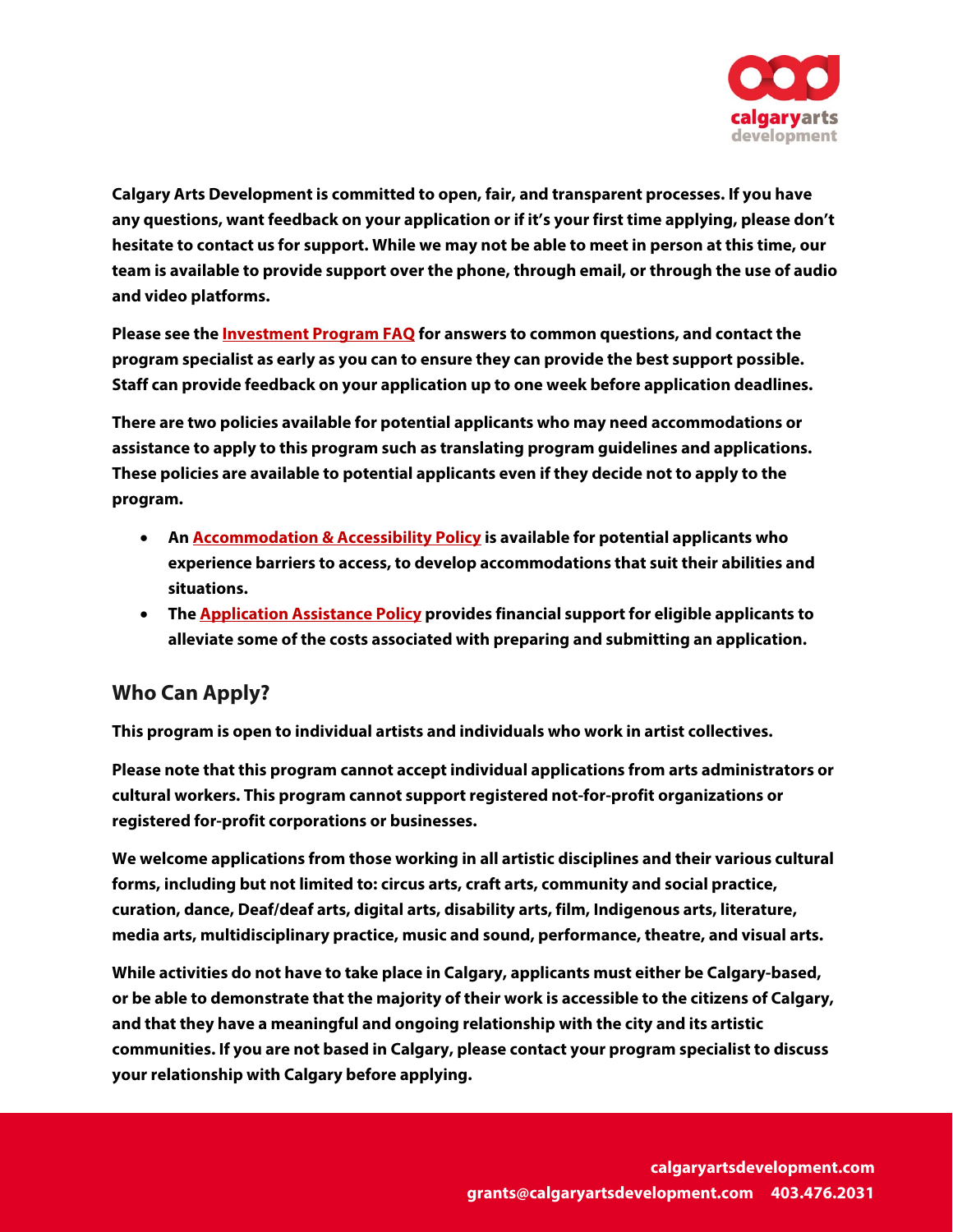**Calgary Arts Development is committed to open, fair, and transparent processes. If you have any questions, want feedback on your application or if it's your first time applying, please don't hesitate to contact us for support. While we may not be able to meet in person at this time, our team is available to provide support over the phone, through email, or through the use of audio and video platforms.**

**Please see the Investment Program FAQ for answers to common questions, and contact the program specialist as early as you can to ensure they can provide the best support possible. Staff can provide feedback on your application up to one week before application deadlines.**

**There are two policies available for potential applicants who may need accommodations or assistance to apply to this program such as translating program guidelines and applications. These policies are available to potential applicants even if they decide not to apply to the program.**

- **An Accommodation & Accessibility Policy is available for potential applicants who experience barriers to access, to develop accommodations that suit their abilities and situations.**
- **The Application Assistance Policy provides financial support for eligible applicants to alleviate some of the costs associated with preparing and submitting an application.**

## Who Can Apply?

**This program is open to individual artists and individuals who work in artist collectives.**

**Please note that this program cannot accept individual applications from arts administrators or cultural workers. This program cannot support registered not-for-profit organizations or registered for-profit corporations or businesses.**

**We welcome applications from those working in all artistic disciplines and their various cultural forms, including but not limited to: circus arts, craft arts, community and social practice, curation, dance, Deaf/deaf arts, digital arts, disability arts, film, Indigenous arts, literature, media arts, multidisciplinary practice, music and sound, performance, theatre, and visual arts.**

**While activities do not have to take place in Calgary, applicants must either be Calgary-based, or be able to demonstrate that the majority of their work is accessible to the citizens of Calgary, and that they have a meaningful and ongoing relationship with the city and its artistic communities. If you are not based in Calgary, please contact your program specialist to discuss your relationship with Calgary before applying.**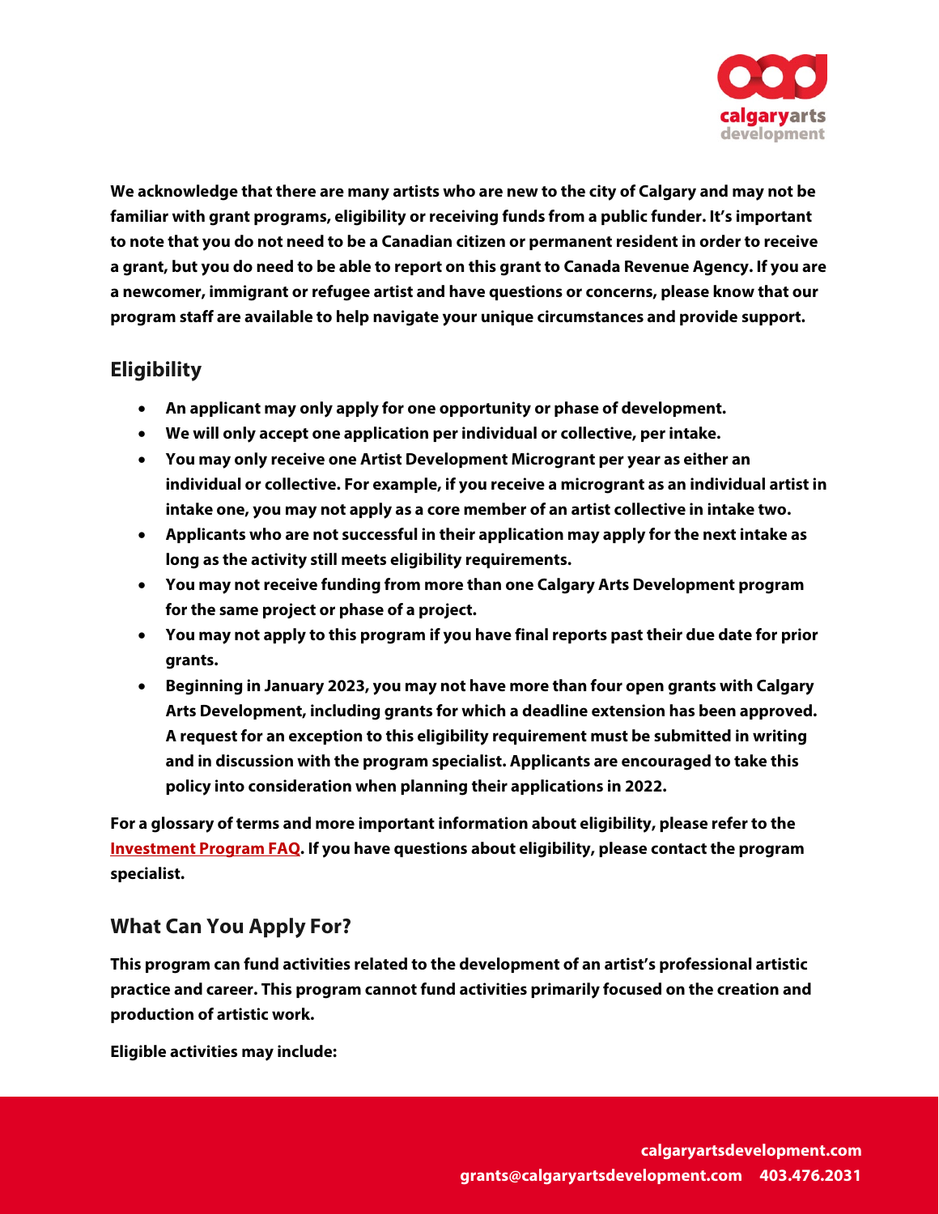**We acknowledge that there are many artists who are new to the city of Calgary and may not be familiar with grant programs, eligibility or receiving funds from a public funder. It's important to note that you do not need to be a Canadian citizen or permanent resident in order to receive a grant, but you do need to be able to report on this grant to Canada Revenue Agency. If you are a newcomer, immigrant or refugee artist and have questions or concerns, please know that our program staff are available to help navigate your unique circumstances and provide support.**

## Eligibility

- **An applicant may only apply for one opportunity or phase of development.**
- **We will only accept one application per individual or collective, per intake.**
- **You may only receive one Artist Development Microgrant per year as either an individual or collective. For example, if you receive a microgrant as an individual artist in intake one, you may not apply as a core member of an artist collective in intake two.**
- **Applicants who are not successful in their application may apply for the next intake as long as the activity still meets eligibility requirements.**
- **You may not receive funding from more than one Calgary Arts Development program for the same project or phase of a project.**
- **You may not apply to this program if you have final reports past their due date for prior grants.**
- **Beginning in January 2023, you may not have more than four open grants with Calgary Arts Development, including grants for which a deadline extension has been approved. A request for an exception to this eligibility requirement must be submitted in writing and in discussion with the program specialist. Applicants are encouraged to take this policy into consideration when planning their applications in 2022.**

**For a glossary of terms and more important information about eligibility, please refer to the Investment Program FAQ. If you have questions about eligibility, please contact the program specialist.**

## What Can You Apply For?

**This program can fund activities related to the development of an artist's professional artistic practice and career. This program cannot fund activities primarily focused on the creation and production of artistic work.**

**Eligible activities may include:**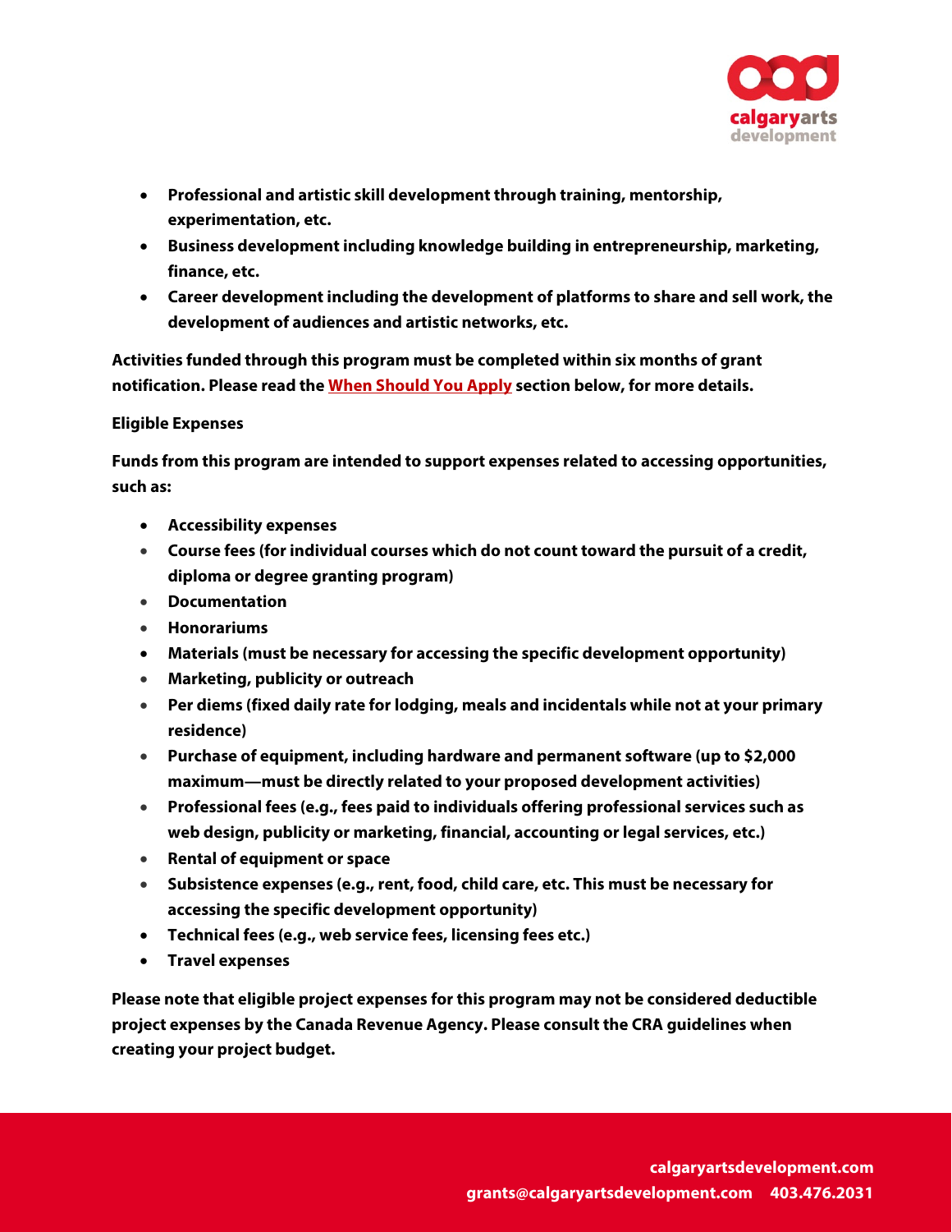- **Professional and artistic skill development through training, mentorship, experimentation, etc.**
- **Business development including knowledge building in entrepreneurship, marketing, finance, etc.**
- **Career development including the development of platforms to share and sell work, the development of audiences and artistic networks, etc.**

**Activities funded through this program must be completed within six months of grant notification. Please read the When Should You Apply section below, for more details.**

**Eligible Expenses**

**Funds from this program are intended to support expenses related to accessing opportunities, such as:**

- **Accessibility expenses**
- **Course fees (for individual courses which do not count toward the pursuit of a credit, diploma or degree granting program)**
- **Documentation**
- **Honorariums**
- **Materials (must be necessary for accessing the specific development opportunity)**
- **Marketing, publicity or outreach**
- **Per diems (fixed daily rate for lodging, meals and incidentals while not at your primary residence)**
- **Purchase of equipment, including hardware and permanent software (up to $2,000 maximum—must be directly related to your proposed development activities)**
- **Professional fees (e.g., fees paid to individuals offering professional services such as web design, publicity or marketing, financial, accounting or legal services, etc.)**
- **Rental of equipment or space**
- **Subsistence expenses (e.g., rent, food, child care, etc. This must be necessary for accessing the specific development opportunity)**
- **Technical fees (e.g., web service fees, licensing fees etc.)**
- **Travel expenses**

**Please note that eligible project expenses for this program may not be considered deductible project expenses by the Canada Revenue Agency. Please consult the CRA guidelines when creating your project budget.**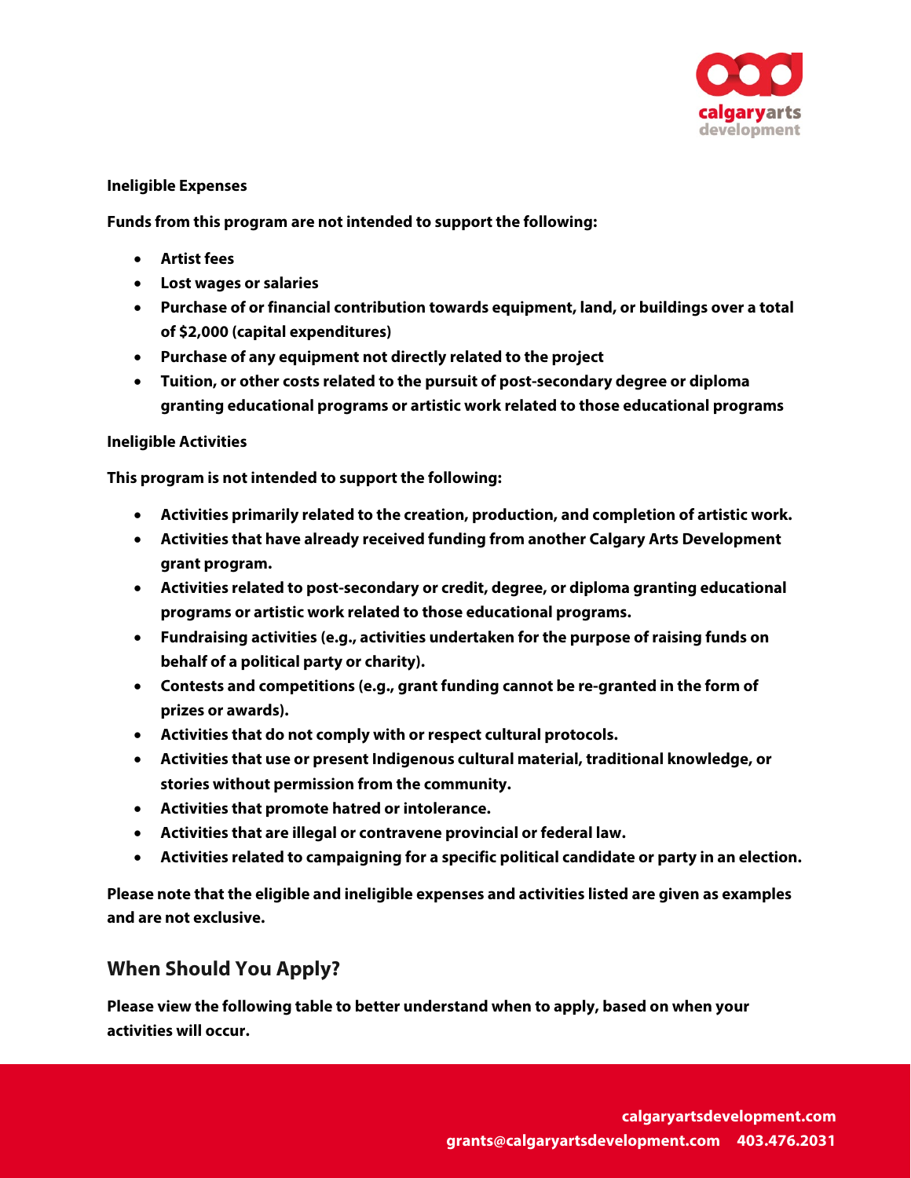**Ineligible Expenses**

**Funds from this program are not intended to support the following:**

- **Artist fees**
- **Lost wages or salaries**
- **Purchase of or financial contribution towards equipment, land, or buildings over a total of $2,000 (capital expenditures)**
- **Purchase of any equipment not directly related to the project**
- **Tuition, or other costs related to the pursuit of post-secondary degree or diploma granting educational programs or artistic work related to those educational programs**

**Ineligible Activities**

**This program is not intended to support the following:**

- **Activities primarily related to the creation, production, and completion of artistic work.**
- **Activities that have already received funding from another Calgary Arts Development grant program.**
- **Activities related to post-secondary or credit, degree, or diploma granting educational programs or artistic work related to those educational programs.**
- **Fundraising activities (e.g., activities undertaken for the purpose of raising funds on behalf of a political party or charity).**
- **Contests and competitions (e.g., grant funding cannot be re-granted in the form of prizes or awards).**
- **Activities that do not comply with or respect cultural protocols.**
- **Activities that use or present Indigenous cultural material, traditional knowledge, or stories without permission from the community.**
- **Activities that promote hatred or intolerance.**
- **Activities that are illegal or contravene provincial or federal law.**
- **Activities related to campaigning for a specific political candidate or party in an election.**

**Please note that the eligible and ineligible expenses and activities listed are given as examples and are not exclusive.**

## When Should You Apply?

**Please view the following table to better understand when to apply, based on when your activities will occur.**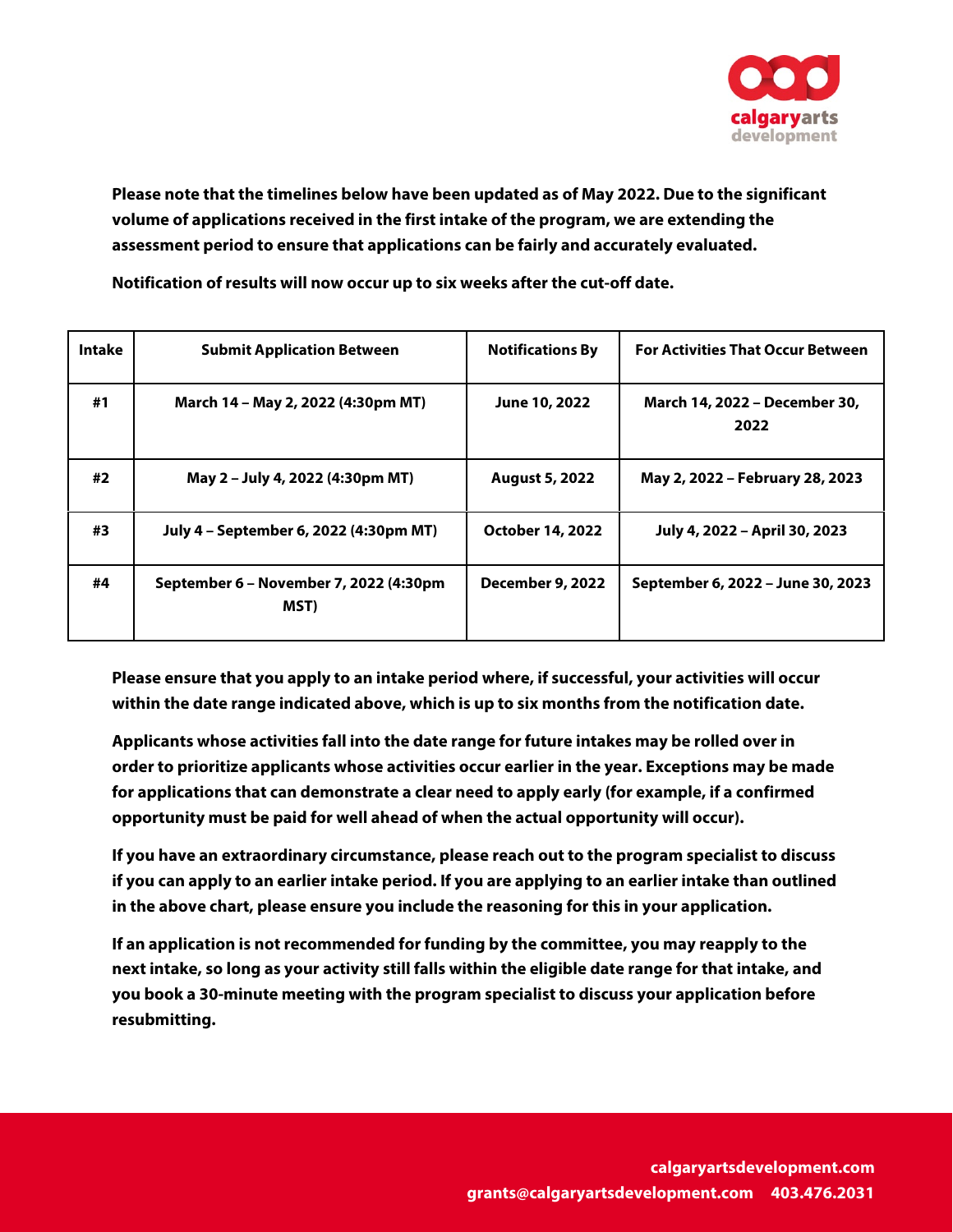**Please note that the timelines below have been updated as of May 2022. Due to the significant volume of applications received in the first intake of the program, we are extending the assessment period to ensure that applications can be fairly and accurately evaluated.**

**Notification of results will now occur up to six weeks after the cut-off date.**

| Intake | Submit Application Between | Notifications By | For Activities That Occur Between |
|---|---|---|---|
| #1 | March 14 – May 2, 2022 (4:30pm MT) | June 10, 2022 | March 14, 2022 – December 30, 2022 |
| #2 | May 2 – July 4, 2022 (4:30pm MT) | August 5, 2022 | May 2, 2022 – February 28, 2023 |
| #3 | July 4 – September 6, 2022 (4:30pm MT) | October 14, 2022 | July 4, 2022 – April 30, 2023 |
| #4 | September 6 – November 7, 2022 (4:30pm MST) | December 9, 2022 | September 6, 2022 – June 30, 2023 |

**Please ensure that you apply to an intake period where, if successful, your activities will occur within the date range indicated above, which is up to six months from the notification date.**

**Applicants whose activities fall into the date range for future intakes may be rolled over in order to prioritize applicants whose activities occur earlier in the year. Exceptions may be made for applications that can demonstrate a clear need to apply early (for example, if a confirmed opportunity must be paid for well ahead of when the actual opportunity will occur).**

**If you have an extraordinary circumstance, please reach out to the program specialist to discuss if you can apply to an earlier intake period. If you are applying to an earlier intake than outlined in the above chart, please ensure you include the reasoning for this in your application.**

**If an application is not recommended for funding by the committee, you may reapply to the next intake, so long as your activity still falls within the eligible date range for that intake, and you book a 30-minute meeting with the program specialist to discuss your application before resubmitting.**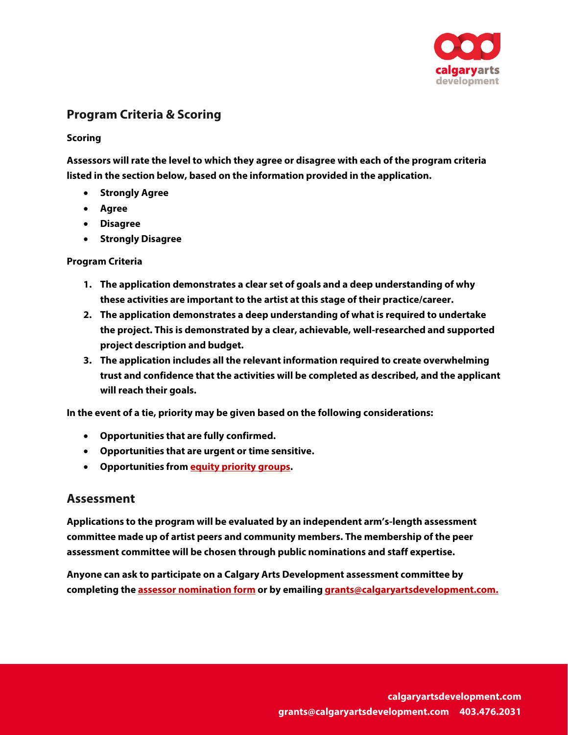## Program Criteria & Scoring

### Scoring

**Assessors will rate the level to which they agree or disagree with each of the program criteria listed in the section below, based on the information provided in the application.**

- **Strongly Agree**
- **Agree**
- **Disagree**
- **Strongly Disagree**

### Program Criteria

1. **The application demonstrates a clear set of goals and a deep understanding of why these activities are important to the artist at this stage of their practice/career.**
2. **The application demonstrates a deep understanding of what is required to undertake the project. This is demonstrated by a clear, achievable, well-researched and supported project description and budget.**
3. **The application includes all the relevant information required to create overwhelming trust and confidence that the activities will be completed as described, and the applicant will reach their goals.**

**In the event of a tie, priority may be given based on the following considerations:**

- **Opportunities that are fully confirmed.**
- **Opportunities that are urgent or time sensitive.**
- **Opportunities from equity priority groups.**

## Assessment

**Applications to the program will be evaluated by an independent arm's-length assessment committee made up of artist peers and community members. The membership of the peer assessment committee will be chosen through public nominations and staff expertise.**

**Anyone can ask to participate on a Calgary Arts Development assessment committee by completing the assessor nomination form or by emailing grants@calgaryartsdevelopment.com.**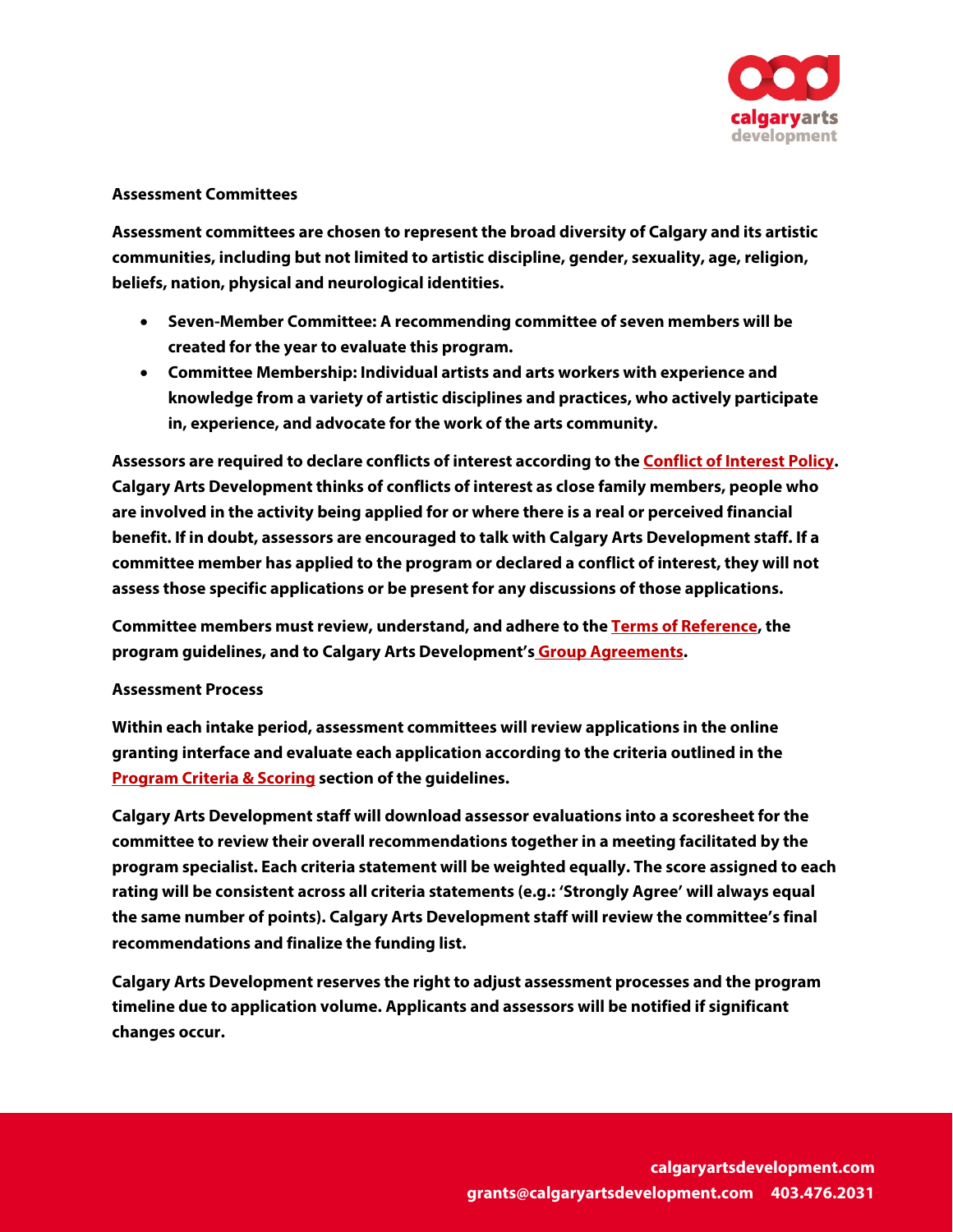## Assessment Committees

**Assessment committees are chosen to represent the broad diversity of Calgary and its artistic communities, including but not limited to artistic discipline, gender, sexuality, age, religion, beliefs, nation, physical and neurological identities.**

- **Seven-Member Committee: A recommending committee of seven members will be created for the year to evaluate this program.**
- **Committee Membership: Individual artists and arts workers with experience and knowledge from a variety of artistic disciplines and practices, who actively participate in, experience, and advocate for the work of the arts community.**

**Assessors are required to declare conflicts of interest according to the Conflict of Interest Policy. Calgary Arts Development thinks of conflicts of interest as close family members, people who are involved in the activity being applied for or where there is a real or perceived financial benefit. If in doubt, assessors are encouraged to talk with Calgary Arts Development staff. If a committee member has applied to the program or declared a conflict of interest, they will not assess those specific applications or be present for any discussions of those applications.**

**Committee members must review, understand, and adhere to the Terms of Reference, the program guidelines, and to Calgary Arts Development's Group Agreements.**

## Assessment Process

**Within each intake period, assessment committees will review applications in the online granting interface and evaluate each application according to the criteria outlined in the Program Criteria & Scoring section of the guidelines.**

**Calgary Arts Development staff will download assessor evaluations into a scoresheet for the committee to review their overall recommendations together in a meeting facilitated by the program specialist. Each criteria statement will be weighted equally. The score assigned to each rating will be consistent across all criteria statements (e.g.: 'Strongly Agree' will always equal the same number of points). Calgary Arts Development staff will review the committee's final recommendations and finalize the funding list.**

**Calgary Arts Development reserves the right to adjust assessment processes and the program timeline due to application volume. Applicants and assessors will be notified if significant changes occur.**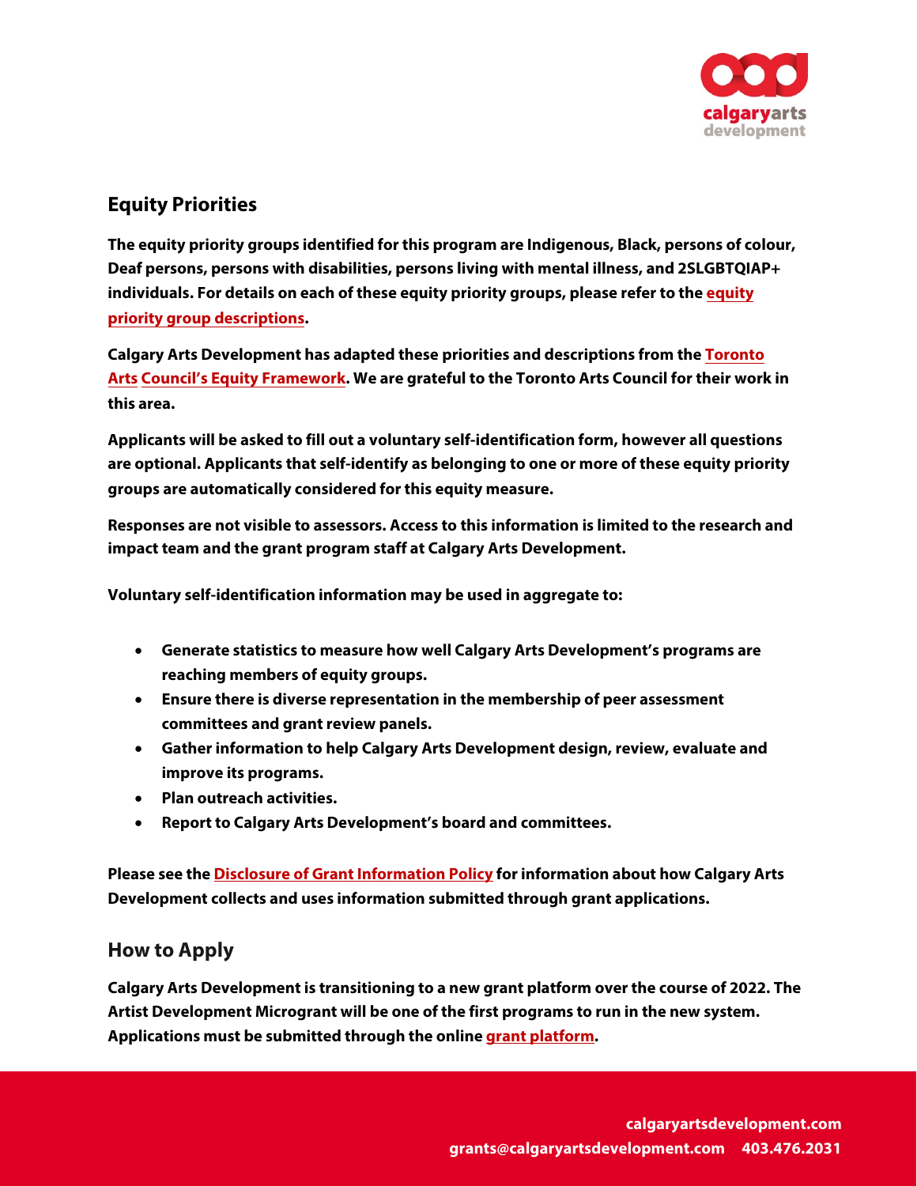## Equity Priorities

**The equity priority groups identified for this program are Indigenous, Black, persons of colour, Deaf persons, persons with disabilities, persons living with mental illness, and 2SLGBTQIAP+ individuals. For details on each of these equity priority groups, please refer to the equity priority group descriptions.**

**Calgary Arts Development has adapted these priorities and descriptions from the Toronto Arts Council's Equity Framework. We are grateful to the Toronto Arts Council for their work in this area.**

**Applicants will be asked to fill out a voluntary self-identification form, however all questions are optional. Applicants that self-identify as belonging to one or more of these equity priority groups are automatically considered for this equity measure.**

**Responses are not visible to assessors. Access to this information is limited to the research and impact team and the grant program staff at Calgary Arts Development.**

**Voluntary self-identification information may be used in aggregate to:**

- **Generate statistics to measure how well Calgary Arts Development's programs are reaching members of equity groups.**
- **Ensure there is diverse representation in the membership of peer assessment committees and grant review panels.**
- **Gather information to help Calgary Arts Development design, review, evaluate and improve its programs.**
- **Plan outreach activities.**
- **Report to Calgary Arts Development's board and committees.**

**Please see the Disclosure of Grant Information Policy for information about how Calgary Arts Development collects and uses information submitted through grant applications.**

## How to Apply

**Calgary Arts Development is transitioning to a new grant platform over the course of 2022. The Artist Development Microgrant will be one of the first programs to run in the new system. Applications must be submitted through the online grant platform.**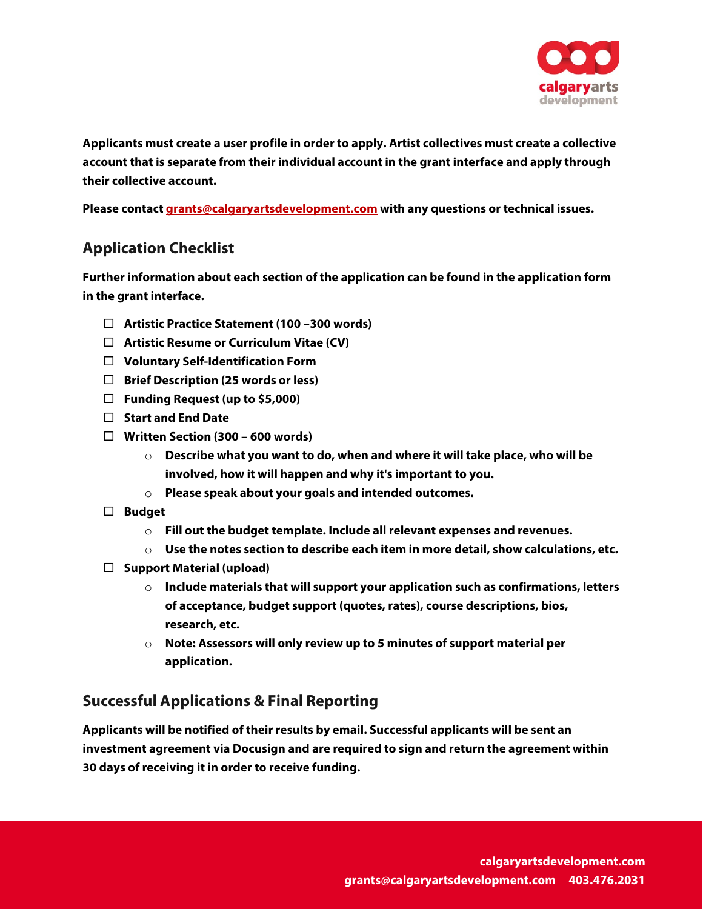**Applicants must create a user profile in order to apply. Artist collectives must create a collective account that is separate from their individual account in the grant interface and apply through their collective account.**

**Please contact grants@calgaryartsdevelopment.com with any questions or technical issues.**

## Application Checklist

**Further information about each section of the application can be found in the application form in the grant interface.**

- ☐ **Artistic Practice Statement (100 –300 words)**
- ☐ **Artistic Resume or Curriculum Vitae (CV)**
- ☐ **Voluntary Self-Identification Form**
- ☐ **Brief Description (25 words or less)**
- ☐ **Funding Request (up to $5,000)**
- ☐ **Start and End Date**
- ☐ **Written Section (300 – 600 words)**
  - **Describe what you want to do, when and where it will take place, who will be involved, how it will happen and why it's important to you.**
  - **Please speak about your goals and intended outcomes.**
- ☐ **Budget**
  - **Fill out the budget template. Include all relevant expenses and revenues.**
  - **Use the notes section to describe each item in more detail, show calculations, etc.**
- ☐ **Support Material (upload)**
  - **Include materials that will support your application such as confirmations, letters of acceptance, budget support (quotes, rates), course descriptions, bios, research, etc.**
  - **Note: Assessors will only review up to 5 minutes of support material per application.**

## Successful Applications & Final Reporting

**Applicants will be notified of their results by email. Successful applicants will be sent an investment agreement via Docusign and are required to sign and return the agreement within 30 days of receiving it in order to receive funding.**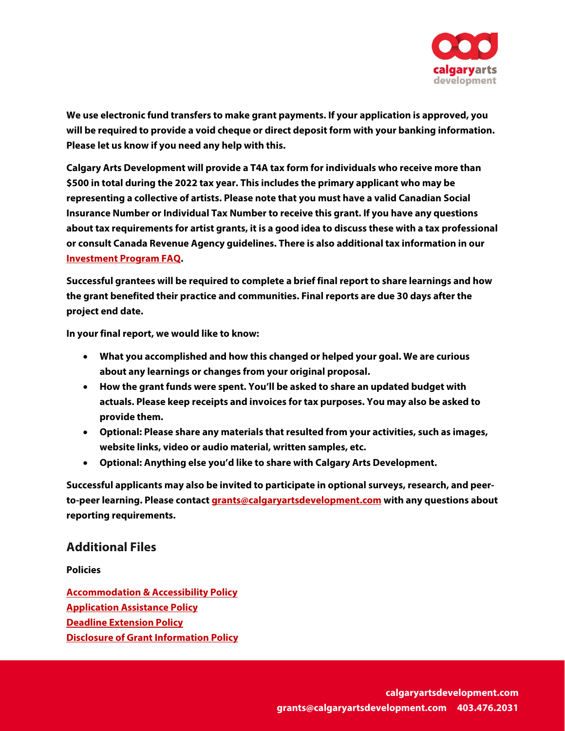**We use electronic fund transfers to make grant payments. If your application is approved, you will be required to provide a void cheque or direct deposit form with your banking information. Please let us know if you need any help with this.**

**Calgary Arts Development will provide a T4A tax form for individuals who receive more than $500 in total during the 2022 tax year. This includes the primary applicant who may be representing a collective of artists. Please note that you must have a valid Canadian Social Insurance Number or Individual Tax Number to receive this grant. If you have any questions about tax requirements for artist grants, it is a good idea to discuss these with a tax professional or consult Canada Revenue Agency guidelines. There is also additional tax information in our [Investment Program FAQ](Investment Program FAQ).**

**Successful grantees will be required to complete a brief final report to share learnings and how the grant benefited their practice and communities. Final reports are due 30 days after the project end date.**

**In your final report, we would like to know:**

- **What you accomplished and how this changed or helped your goal. We are curious about any learnings or changes from your original proposal.**
- **How the grant funds were spent. You'll be asked to share an updated budget with actuals. Please keep receipts and invoices for tax purposes. You may also be asked to provide them.**
- **Optional: Please share any materials that resulted from your activities, such as images, website links, video or audio material, written samples, etc.**
- **Optional: Anything else you'd like to share with Calgary Arts Development.**

**Successful applicants may also be invited to participate in optional surveys, research, and peer-to-peer learning. Please contact grants@calgaryartsdevelopment.com with any questions about reporting requirements.**

## Additional Files

**Policies**

Accommodation & Accessibility Policy
Application Assistance Policy
Deadline Extension Policy
Disclosure of Grant Information Policy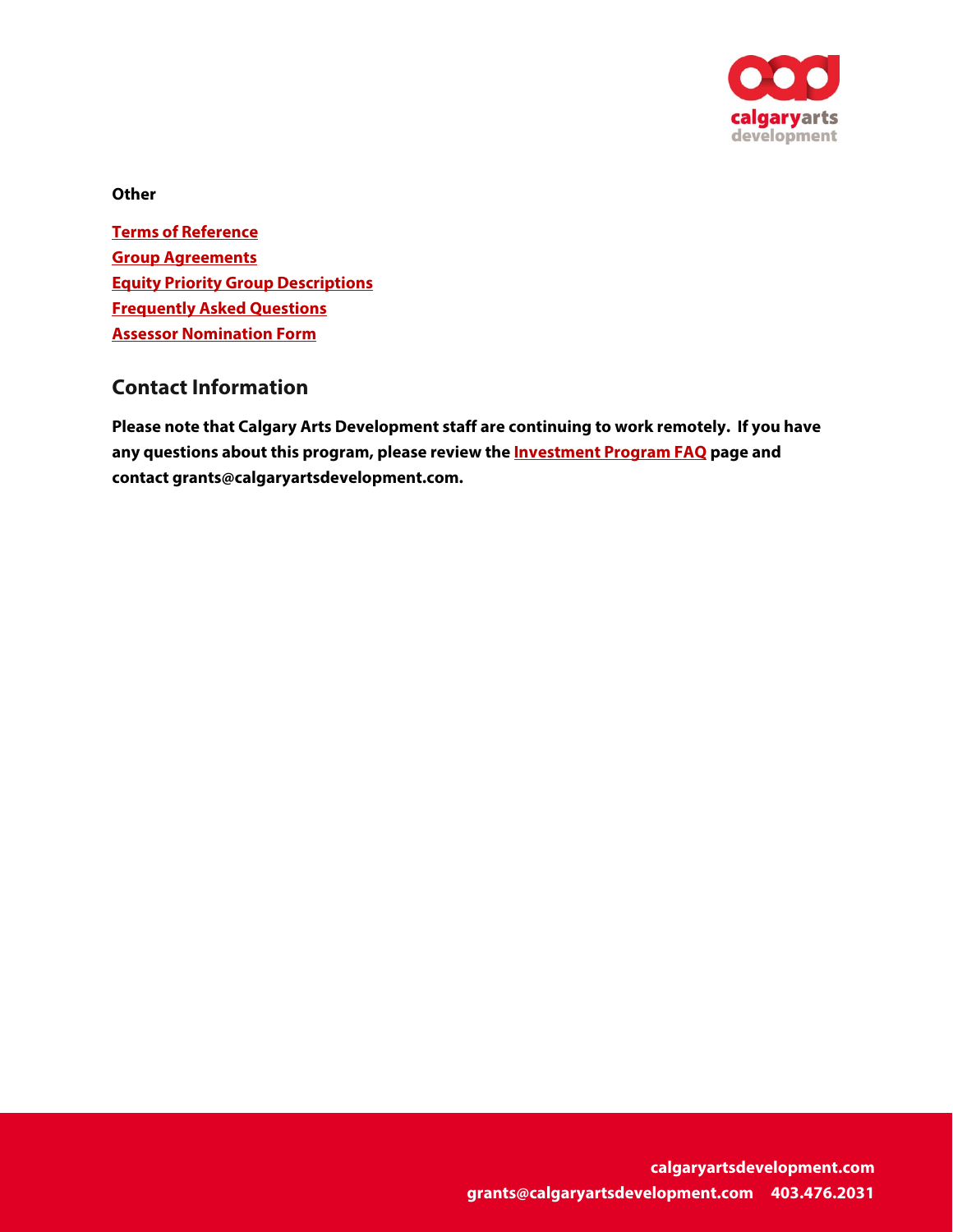**Other**

Terms of Reference
Group Agreements
Equity Priority Group Descriptions
Frequently Asked Questions
Assessor Nomination Form

## Contact Information

**Please note that Calgary Arts Development staff are continuing to work remotely. If you have any questions about this program, please review the Investment Program FAQ page and contact grants@calgaryartsdevelopment.com.**